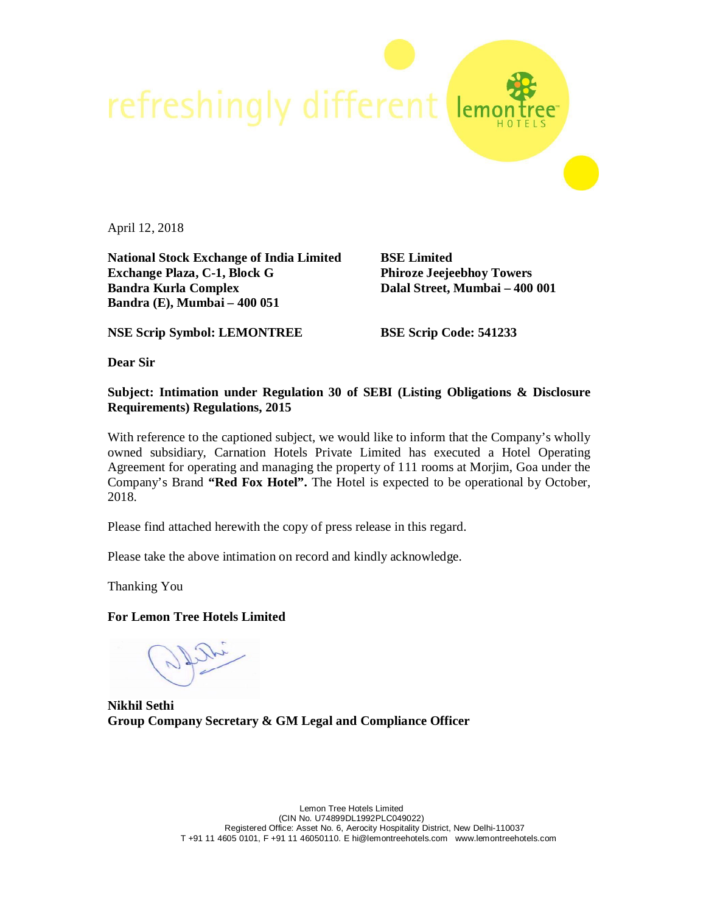April 12, 2018

**National Stock Exchange of India Limited**
**Exchange Plaza, C-1, Block G**
**Bandra Kurla Complex**
**Bandra (E), Mumbai – 400 051**

**BSE Limited**
**Phiroze Jeejeebhoy Towers**
**Dalal Street, Mumbai – 400 001**

**NSE Scrip Symbol: LEMONTREE**

**BSE Scrip Code: 541233**

**Dear Sir**

**Subject: Intimation under Regulation 30 of SEBI (Listing Obligations & Disclosure Requirements) Regulations, 2015**

With reference to the captioned subject, we would like to inform that the Company's wholly owned subsidiary, Carnation Hotels Private Limited has executed a Hotel Operating Agreement for operating and managing the property of 111 rooms at Morjim, Goa under the Company's Brand **"Red Fox Hotel".** The Hotel is expected to be operational by October, 2018.

Please find attached herewith the copy of press release in this regard.

Please take the above intimation on record and kindly acknowledge.

Thanking You

**For Lemon Tree Hotels Limited**

**Nikhil Sethi**
**Group Company Secretary & GM Legal and Compliance Officer**

Lemon Tree Hotels Limited
(CIN No. U74899DL1992PLC049022)
Registered Office: Asset No. 6, Aerocity Hospitality District, New Delhi-110037
T +91 11 4605 0101, F +91 11 46050110. E hi@lemontreehotels.com www.lemontreehotels.com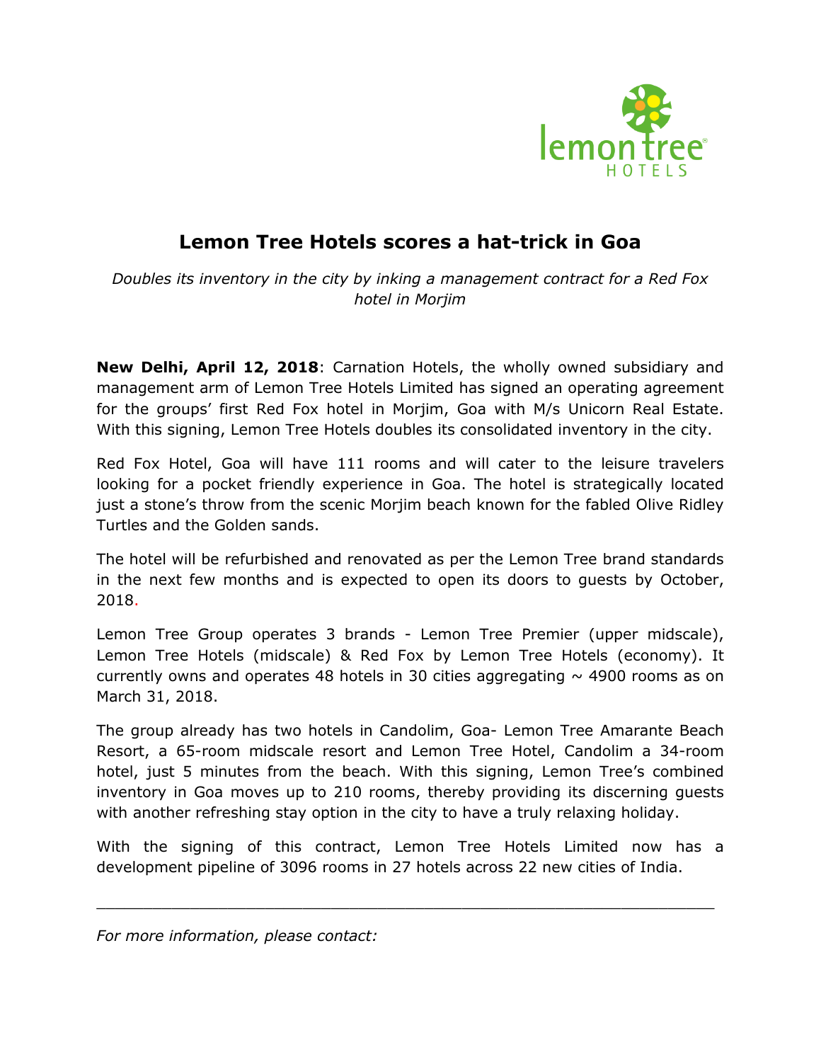# Lemon Tree Hotels scores a hat-trick in Goa

*Doubles its inventory in the city by inking a management contract for a Red Fox hotel in Morjim*

**New Delhi, April 12, 2018**: Carnation Hotels, the wholly owned subsidiary and management arm of Lemon Tree Hotels Limited has signed an operating agreement for the groups' first Red Fox hotel in Morjim, Goa with M/s Unicorn Real Estate. With this signing, Lemon Tree Hotels doubles its consolidated inventory in the city.

Red Fox Hotel, Goa will have 111 rooms and will cater to the leisure travelers looking for a pocket friendly experience in Goa. The hotel is strategically located just a stone's throw from the scenic Morjim beach known for the fabled Olive Ridley Turtles and the Golden sands.

The hotel will be refurbished and renovated as per the Lemon Tree brand standards in the next few months and is expected to open its doors to guests by October, 2018.

Lemon Tree Group operates 3 brands - Lemon Tree Premier (upper midscale), Lemon Tree Hotels (midscale) & Red Fox by Lemon Tree Hotels (economy). It currently owns and operates 48 hotels in 30 cities aggregating ~ 4900 rooms as on March 31, 2018.

The group already has two hotels in Candolim, Goa- Lemon Tree Amarante Beach Resort, a 65-room midscale resort and Lemon Tree Hotel, Candolim a 34-room hotel, just 5 minutes from the beach. With this signing, Lemon Tree's combined inventory in Goa moves up to 210 rooms, thereby providing its discerning guests with another refreshing stay option in the city to have a truly relaxing holiday.

With the signing of this contract, Lemon Tree Hotels Limited now has a development pipeline of 3096 rooms in 27 hotels across 22 new cities of India.

---

*For more information, please contact:*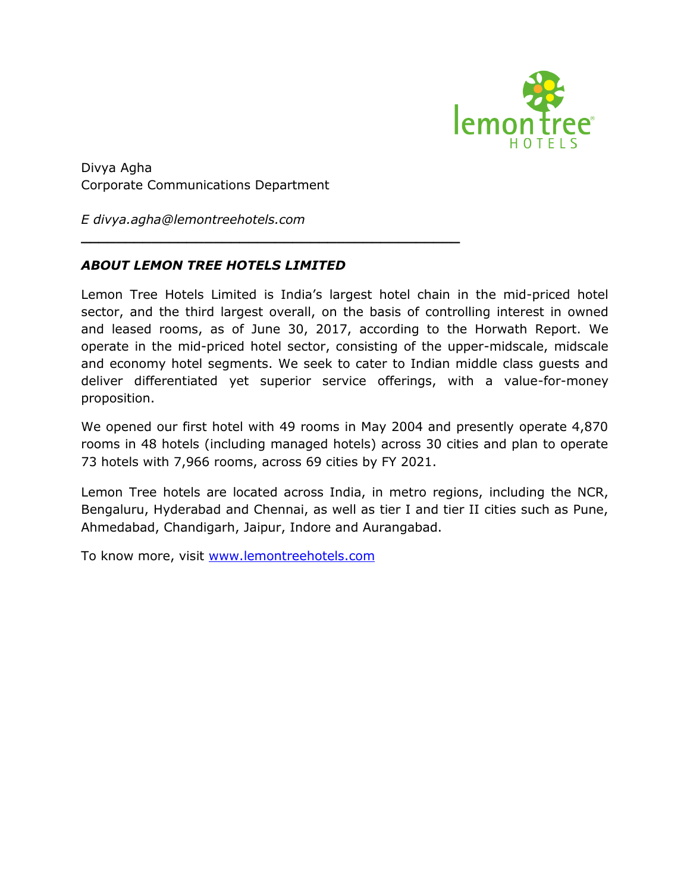Divya Agha
Corporate Communications Department

*E divya.agha@lemontreehotels.com*

---

## ***ABOUT LEMON TREE HOTELS LIMITED***

Lemon Tree Hotels Limited is India's largest hotel chain in the mid-priced hotel sector, and the third largest overall, on the basis of controlling interest in owned and leased rooms, as of June 30, 2017, according to the Horwath Report. We operate in the mid-priced hotel sector, consisting of the upper-midscale, midscale and economy hotel segments. We seek to cater to Indian middle class guests and deliver differentiated yet superior service offerings, with a value-for-money proposition.

We opened our first hotel with 49 rooms in May 2004 and presently operate 4,870 rooms in 48 hotels (including managed hotels) across 30 cities and plan to operate 73 hotels with 7,966 rooms, across 69 cities by FY 2021.

Lemon Tree hotels are located across India, in metro regions, including the NCR, Bengaluru, Hyderabad and Chennai, as well as tier I and tier II cities such as Pune, Ahmedabad, Chandigarh, Jaipur, Indore and Aurangabad.

To know more, visit [www.lemontreehotels.com](http://www.lemontreehotels.com)